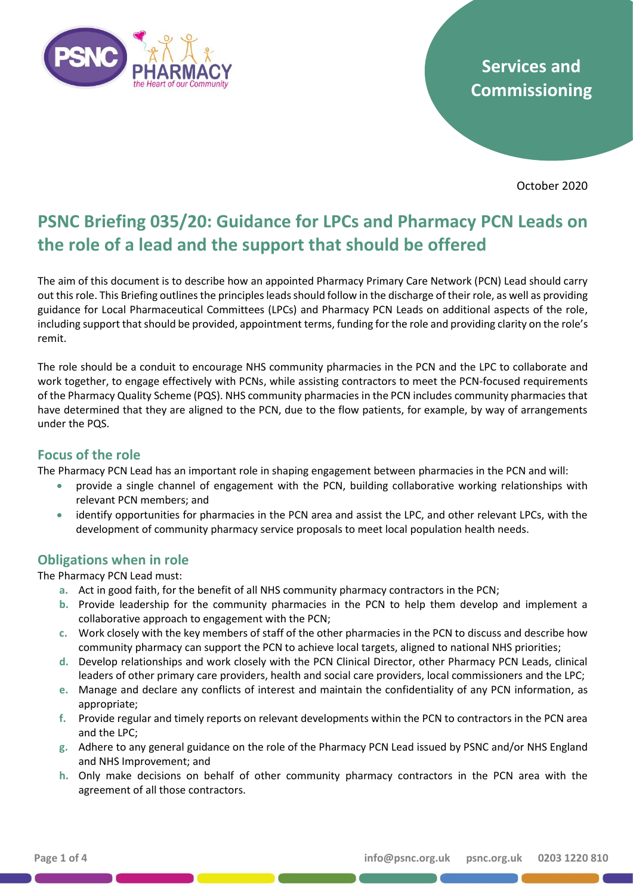Services and Commissioning

October 2020

# PSNC Briefing 035/20: Guidance for LPCs and Pharmacy PCN Leads on the role of a lead and the support that should be offered

The aim of this document is to describe how an appointed Pharmacy Primary Care Network (PCN) Lead should carry out this role. This Briefing outlines the principles leads should follow in the discharge of their role, as well as providing guidance for Local Pharmaceutical Committees (LPCs) and Pharmacy PCN Leads on additional aspects of the role, including support that should be provided, appointment terms, funding for the role and providing clarity on the role's remit.

The role should be a conduit to encourage NHS community pharmacies in the PCN and the LPC to collaborate and work together, to engage effectively with PCNs, while assisting contractors to meet the PCN-focused requirements of the Pharmacy Quality Scheme (PQS). NHS community pharmacies in the PCN includes community pharmacies that have determined that they are aligned to the PCN, due to the flow patients, for example, by way of arrangements under the PQS.

## Focus of the role

The Pharmacy PCN Lead has an important role in shaping engagement between pharmacies in the PCN and will:

- provide a single channel of engagement with the PCN, building collaborative working relationships with relevant PCN members; and
- identify opportunities for pharmacies in the PCN area and assist the LPC, and other relevant LPCs, with the development of community pharmacy service proposals to meet local population health needs.

## Obligations when in role

The Pharmacy PCN Lead must:

a. Act in good faith, for the benefit of all NHS community pharmacy contractors in the PCN;
b. Provide leadership for the community pharmacies in the PCN to help them develop and implement a collaborative approach to engagement with the PCN;
c. Work closely with the key members of staff of the other pharmacies in the PCN to discuss and describe how community pharmacy can support the PCN to achieve local targets, aligned to national NHS priorities;
d. Develop relationships and work closely with the PCN Clinical Director, other Pharmacy PCN Leads, clinical leaders of other primary care providers, health and social care providers, local commissioners and the LPC;
e. Manage and declare any conflicts of interest and maintain the confidentiality of any PCN information, as appropriate;
f. Provide regular and timely reports on relevant developments within the PCN to contractors in the PCN area and the LPC;
g. Adhere to any general guidance on the role of the Pharmacy PCN Lead issued by PSNC and/or NHS England and NHS Improvement; and
h. Only make decisions on behalf of other community pharmacy contractors in the PCN area with the agreement of all those contractors.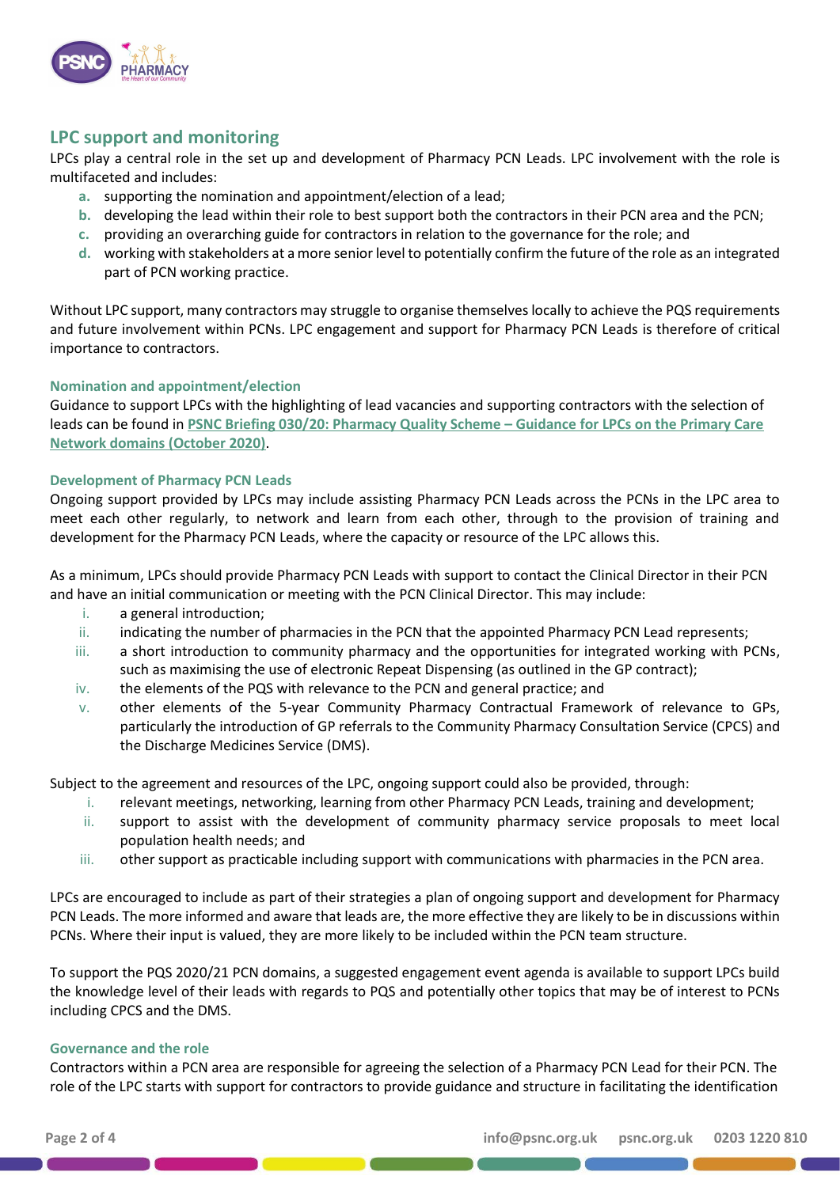## LPC support and monitoring

LPCs play a central role in the set up and development of Pharmacy PCN Leads. LPC involvement with the role is multifaceted and includes:

a. supporting the nomination and appointment/election of a lead;
b. developing the lead within their role to best support both the contractors in their PCN area and the PCN;
c. providing an overarching guide for contractors in relation to the governance for the role; and
d. working with stakeholders at a more senior level to potentially confirm the future of the role as an integrated part of PCN working practice.

Without LPC support, many contractors may struggle to organise themselves locally to achieve the PQS requirements and future involvement within PCNs. LPC engagement and support for Pharmacy PCN Leads is therefore of critical importance to contractors.

### Nomination and appointment/election

Guidance to support LPCs with the highlighting of lead vacancies and supporting contractors with the selection of leads can be found in **PSNC Briefing 030/20: Pharmacy Quality Scheme – Guidance for LPCs on the Primary Care Network domains (October 2020)**.

### Development of Pharmacy PCN Leads

Ongoing support provided by LPCs may include assisting Pharmacy PCN Leads across the PCNs in the LPC area to meet each other regularly, to network and learn from each other, through to the provision of training and development for the Pharmacy PCN Leads, where the capacity or resource of the LPC allows this.

As a minimum, LPCs should provide Pharmacy PCN Leads with support to contact the Clinical Director in their PCN and have an initial communication or meeting with the PCN Clinical Director. This may include:

i. a general introduction;
ii. indicating the number of pharmacies in the PCN that the appointed Pharmacy PCN Lead represents;
iii. a short introduction to community pharmacy and the opportunities for integrated working with PCNs, such as maximising the use of electronic Repeat Dispensing (as outlined in the GP contract);
iv. the elements of the PQS with relevance to the PCN and general practice; and
v. other elements of the 5-year Community Pharmacy Contractual Framework of relevance to GPs, particularly the introduction of GP referrals to the Community Pharmacy Consultation Service (CPCS) and the Discharge Medicines Service (DMS).

Subject to the agreement and resources of the LPC, ongoing support could also be provided, through:

i. relevant meetings, networking, learning from other Pharmacy PCN Leads, training and development;
ii. support to assist with the development of community pharmacy service proposals to meet local population health needs; and
iii. other support as practicable including support with communications with pharmacies in the PCN area.

LPCs are encouraged to include as part of their strategies a plan of ongoing support and development for Pharmacy PCN Leads. The more informed and aware that leads are, the more effective they are likely to be in discussions within PCNs. Where their input is valued, they are more likely to be included within the PCN team structure.

To support the PQS 2020/21 PCN domains, a suggested engagement event agenda is available to support LPCs build the knowledge level of their leads with regards to PQS and potentially other topics that may be of interest to PCNs including CPCS and the DMS.

### Governance and the role

Contractors within a PCN area are responsible for agreeing the selection of a Pharmacy PCN Lead for their PCN. The role of the LPC starts with support for contractors to provide guidance and structure in facilitating the identification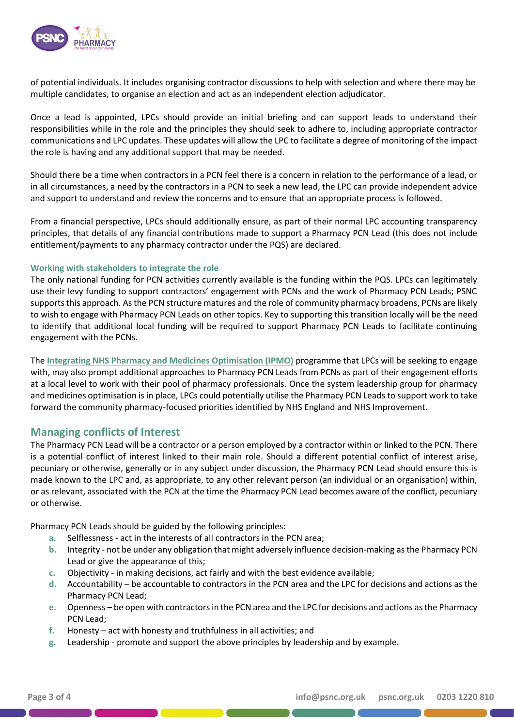of potential individuals. It includes organising contractor discussions to help with selection and where there may be multiple candidates, to organise an election and act as an independent election adjudicator.

Once a lead is appointed, LPCs should provide an initial briefing and can support leads to understand their responsibilities while in the role and the principles they should seek to adhere to, including appropriate contractor communications and LPC updates. These updates will allow the LPC to facilitate a degree of monitoring of the impact the role is having and any additional support that may be needed.

Should there be a time when contractors in a PCN feel there is a concern in relation to the performance of a lead, or in all circumstances, a need by the contractors in a PCN to seek a new lead, the LPC can provide independent advice and support to understand and review the concerns and to ensure that an appropriate process is followed.

From a financial perspective, LPCs should additionally ensure, as part of their normal LPC accounting transparency principles, that details of any financial contributions made to support a Pharmacy PCN Lead (this does not include entitlement/payments to any pharmacy contractor under the PQS) are declared.

### Working with stakeholders to integrate the role

The only national funding for PCN activities currently available is the funding within the PQS. LPCs can legitimately use their levy funding to support contractors' engagement with PCNs and the work of Pharmacy PCN Leads; PSNC supports this approach. As the PCN structure matures and the role of community pharmacy broadens, PCNs are likely to wish to engage with Pharmacy PCN Leads on other topics. Key to supporting this transition locally will be the need to identify that additional local funding will be required to support Pharmacy PCN Leads to facilitate continuing engagement with the PCNs.

The **Integrating NHS Pharmacy and Medicines Optimisation (IPMO)** programme that LPCs will be seeking to engage with, may also prompt additional approaches to Pharmacy PCN Leads from PCNs as part of their engagement efforts at a local level to work with their pool of pharmacy professionals. Once the system leadership group for pharmacy and medicines optimisation is in place, LPCs could potentially utilise the Pharmacy PCN Leads to support work to take forward the community pharmacy-focused priorities identified by NHS England and NHS Improvement.

## Managing conflicts of Interest

The Pharmacy PCN Lead will be a contractor or a person employed by a contractor within or linked to the PCN. There is a potential conflict of interest linked to their main role. Should a different potential conflict of interest arise, pecuniary or otherwise, generally or in any subject under discussion, the Pharmacy PCN Lead should ensure this is made known to the LPC and, as appropriate, to any other relevant person (an individual or an organisation) within, or as relevant, associated with the PCN at the time the Pharmacy PCN Lead becomes aware of the conflict, pecuniary or otherwise.

Pharmacy PCN Leads should be guided by the following principles:

- **a.** Selflessness - act in the interests of all contractors in the PCN area;
- **b.** Integrity - not be under any obligation that might adversely influence decision-making as the Pharmacy PCN Lead or give the appearance of this;
- **c.** Objectivity - in making decisions, act fairly and with the best evidence available;
- **d.** Accountability – be accountable to contractors in the PCN area and the LPC for decisions and actions as the Pharmacy PCN Lead;
- **e.** Openness – be open with contractors in the PCN area and the LPC for decisions and actions as the Pharmacy PCN Lead;
- **f.** Honesty – act with honesty and truthfulness in all activities; and
- **g.** Leadership - promote and support the above principles by leadership and by example.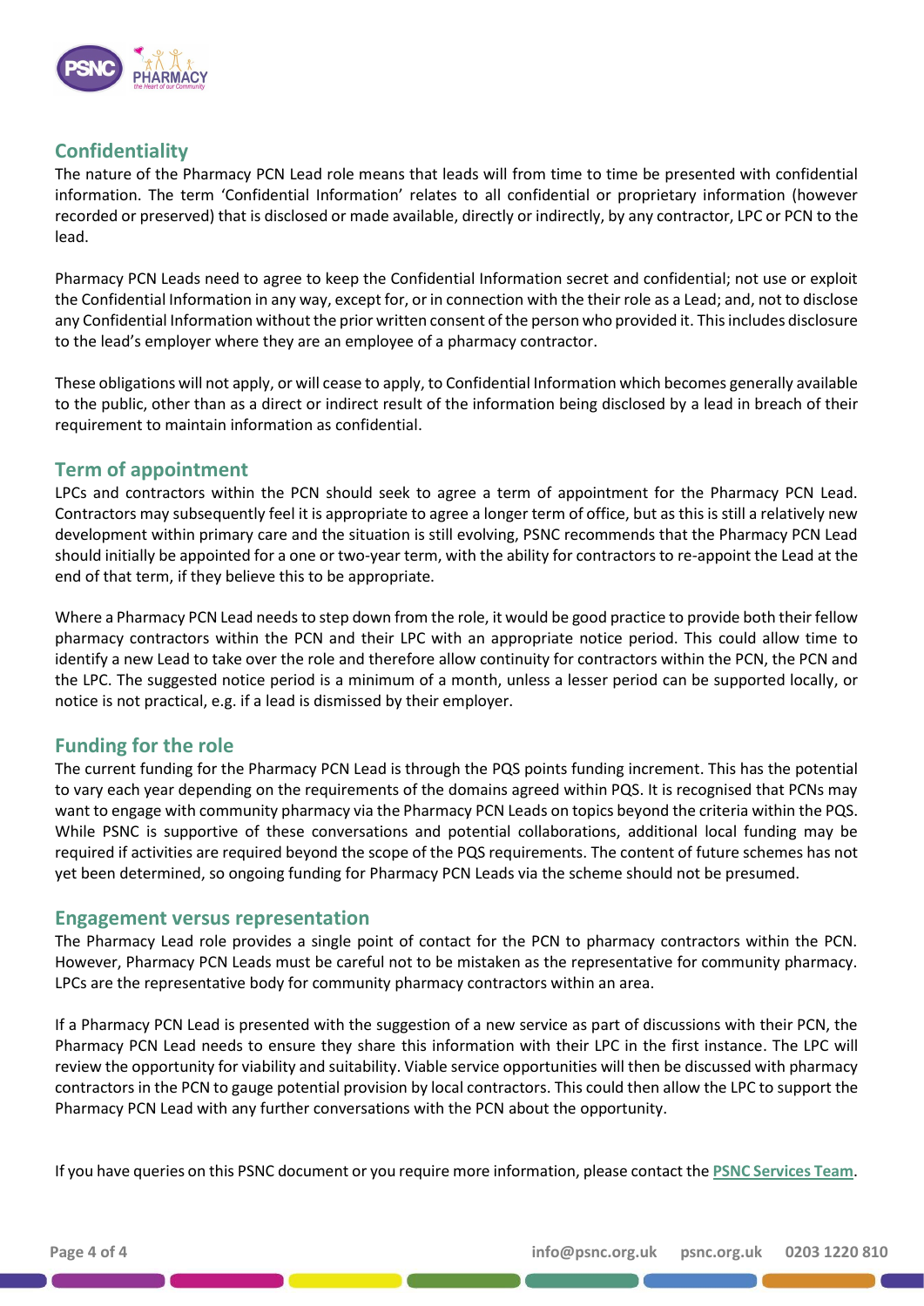## Confidentiality

The nature of the Pharmacy PCN Lead role means that leads will from time to time be presented with confidential information. The term 'Confidential Information' relates to all confidential or proprietary information (however recorded or preserved) that is disclosed or made available, directly or indirectly, by any contractor, LPC or PCN to the lead.

Pharmacy PCN Leads need to agree to keep the Confidential Information secret and confidential; not use or exploit the Confidential Information in any way, except for, or in connection with the their role as a Lead; and, not to disclose any Confidential Information without the prior written consent of the person who provided it. This includes disclosure to the lead's employer where they are an employee of a pharmacy contractor.

These obligations will not apply, or will cease to apply, to Confidential Information which becomes generally available to the public, other than as a direct or indirect result of the information being disclosed by a lead in breach of their requirement to maintain information as confidential.

## Term of appointment

LPCs and contractors within the PCN should seek to agree a term of appointment for the Pharmacy PCN Lead. Contractors may subsequently feel it is appropriate to agree a longer term of office, but as this is still a relatively new development within primary care and the situation is still evolving, PSNC recommends that the Pharmacy PCN Lead should initially be appointed for a one or two-year term, with the ability for contractors to re-appoint the Lead at the end of that term, if they believe this to be appropriate.

Where a Pharmacy PCN Lead needs to step down from the role, it would be good practice to provide both their fellow pharmacy contractors within the PCN and their LPC with an appropriate notice period. This could allow time to identify a new Lead to take over the role and therefore allow continuity for contractors within the PCN, the PCN and the LPC. The suggested notice period is a minimum of a month, unless a lesser period can be supported locally, or notice is not practical, e.g. if a lead is dismissed by their employer.

## Funding for the role

The current funding for the Pharmacy PCN Lead is through the PQS points funding increment. This has the potential to vary each year depending on the requirements of the domains agreed within PQS. It is recognised that PCNs may want to engage with community pharmacy via the Pharmacy PCN Leads on topics beyond the criteria within the PQS. While PSNC is supportive of these conversations and potential collaborations, additional local funding may be required if activities are required beyond the scope of the PQS requirements. The content of future schemes has not yet been determined, so ongoing funding for Pharmacy PCN Leads via the scheme should not be presumed.

## Engagement versus representation

The Pharmacy Lead role provides a single point of contact for the PCN to pharmacy contractors within the PCN. However, Pharmacy PCN Leads must be careful not to be mistaken as the representative for community pharmacy. LPCs are the representative body for community pharmacy contractors within an area.

If a Pharmacy PCN Lead is presented with the suggestion of a new service as part of discussions with their PCN, the Pharmacy PCN Lead needs to ensure they share this information with their LPC in the first instance. The LPC will review the opportunity for viability and suitability. Viable service opportunities will then be discussed with pharmacy contractors in the PCN to gauge potential provision by local contractors. This could then allow the LPC to support the Pharmacy PCN Lead with any further conversations with the PCN about the opportunity.

If you have queries on this PSNC document or you require more information, please contact the **PSNC Services Team**.